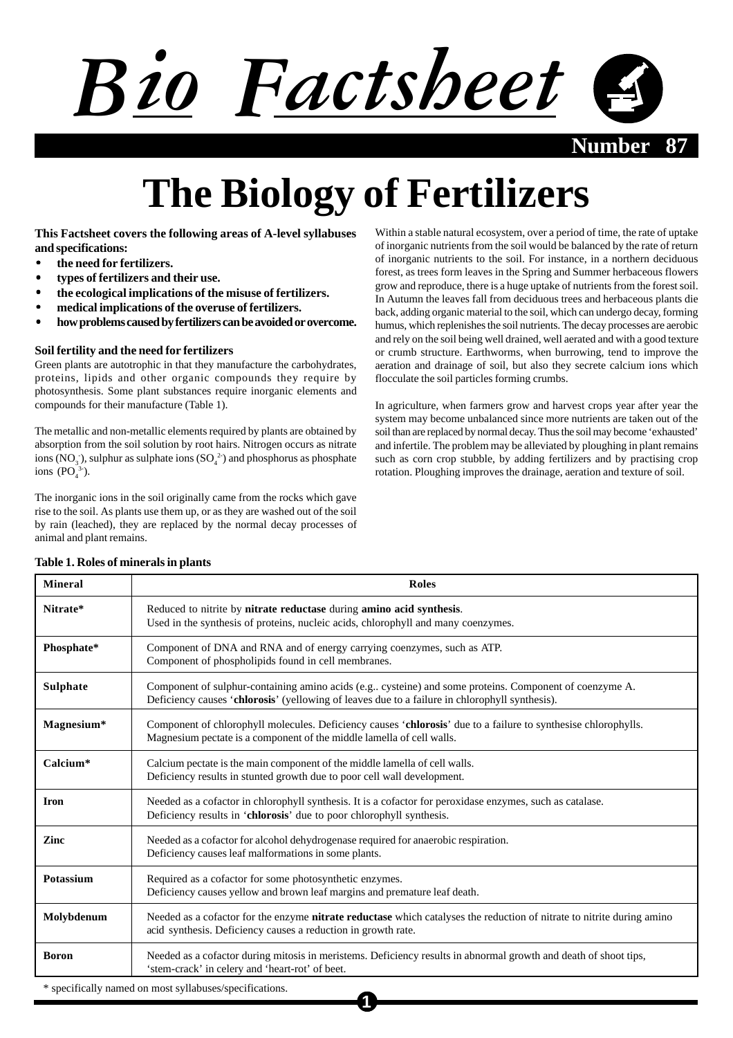# Bio Factsheet

Number 87

# The Biology of Fertilizers

**This Factsheet covers the following areas of A-level syllabuses and specifications:**

- **the need for fertilizers.**
- **types of fertilizers and their use.**
- **the ecological implications of the misuse of fertilizers.**
- **medical implications of the overuse of fertilizers.**
- **how problems caused by fertilizers can be avoided or overcome.**

### Soil fertility and the need for fertilizers

Green plants are autotrophic in that they manufacture the carbohydrates, proteins, lipids and other organic compounds they require by photosynthesis. Some plant substances require inorganic elements and compounds for their manufacture (Table 1).

The metallic and non-metallic elements required by plants are obtained by absorption from the soil solution by root hairs. Nitrogen occurs as nitrate ions ($NO_3^-$), sulphur as sulphate ions ($SO_4^{2-}$) and phosphorus as phosphate ions ($PO_4^{3-}$).

The inorganic ions in the soil originally came from the rocks which gave rise to the soil. As plants use them up, or as they are washed out of the soil by rain (leached), they are replaced by the normal decay processes of animal and plant remains.

Within a stable natural ecosystem, over a period of time, the rate of uptake of inorganic nutrients from the soil would be balanced by the rate of return of inorganic nutrients to the soil. For instance, in a northern deciduous forest, as trees form leaves in the Spring and Summer herbaceous flowers grow and reproduce, there is a huge uptake of nutrients from the forest soil. In Autumn the leaves fall from deciduous trees and herbaceous plants die back, adding organic material to the soil, which can undergo decay, forming humus, which replenishes the soil nutrients. The decay processes are aerobic and rely on the soil being well drained, well aerated and with a good texture or crumb structure. Earthworms, when burrowing, tend to improve the aeration and drainage of soil, but also they secrete calcium ions which flocculate the soil particles forming crumbs.

In agriculture, when farmers grow and harvest crops year after year the system may become unbalanced since more nutrients are taken out of the soil than are replaced by normal decay. Thus the soil may become 'exhausted' and infertile. The problem may be alleviated by ploughing in plant remains such as corn crop stubble, by adding fertilizers and by practising crop rotation. Ploughing improves the drainage, aeration and texture of soil.

**Table 1. Roles of minerals in plants**

| Mineral | Roles |
|---|---|
| **Nitrate*** | Reduced to nitrite by **nitrate reductase** during **amino acid synthesis**. Used in the synthesis of proteins, nucleic acids, chlorophyll and many coenzymes. |
| **Phosphate*** | Component of DNA and RNA and of energy carrying coenzymes, such as ATP. Component of phospholipids found in cell membranes. |
| **Sulphate** | Component of sulphur-containing amino acids (e.g.. cysteine) and some proteins. Component of coenzyme A. Deficiency causes '**chlorosis**' (yellowing of leaves due to a failure in chlorophyll synthesis). |
| **Magnesium*** | Component of chlorophyll molecules. Deficiency causes '**chlorosis**' due to a failure to synthesise chlorophylls. Magnesium pectate is a component of the middle lamella of cell walls. |
| **Calcium*** | Calcium pectate is the main component of the middle lamella of cell walls. Deficiency results in stunted growth due to poor cell wall development. |
| **Iron** | Needed as a cofactor in chlorophyll synthesis. It is a cofactor for peroxidase enzymes, such as catalase. Deficiency results in '**chlorosis**' due to poor chlorophyll synthesis. |
| **Zinc** | Needed as a cofactor for alcohol dehydrogenase required for anaerobic respiration. Deficiency causes leaf malformations in some plants. |
| **Potassium** | Required as a cofactor for some photosynthetic enzymes. Deficiency causes yellow and brown leaf margins and premature leaf death. |
| **Molybdenum** | Needed as a cofactor for the enzyme **nitrate reductase** which catalyses the reduction of nitrate to nitrite during amino acid synthesis. Deficiency causes a reduction in growth rate. |
| **Boron** | Needed as a cofactor during mitosis in meristems. Deficiency results in abnormal growth and death of shoot tips, 'stem-crack' in celery and 'heart-rot' of beet. |

\* specifically named on most syllabuses/specifications.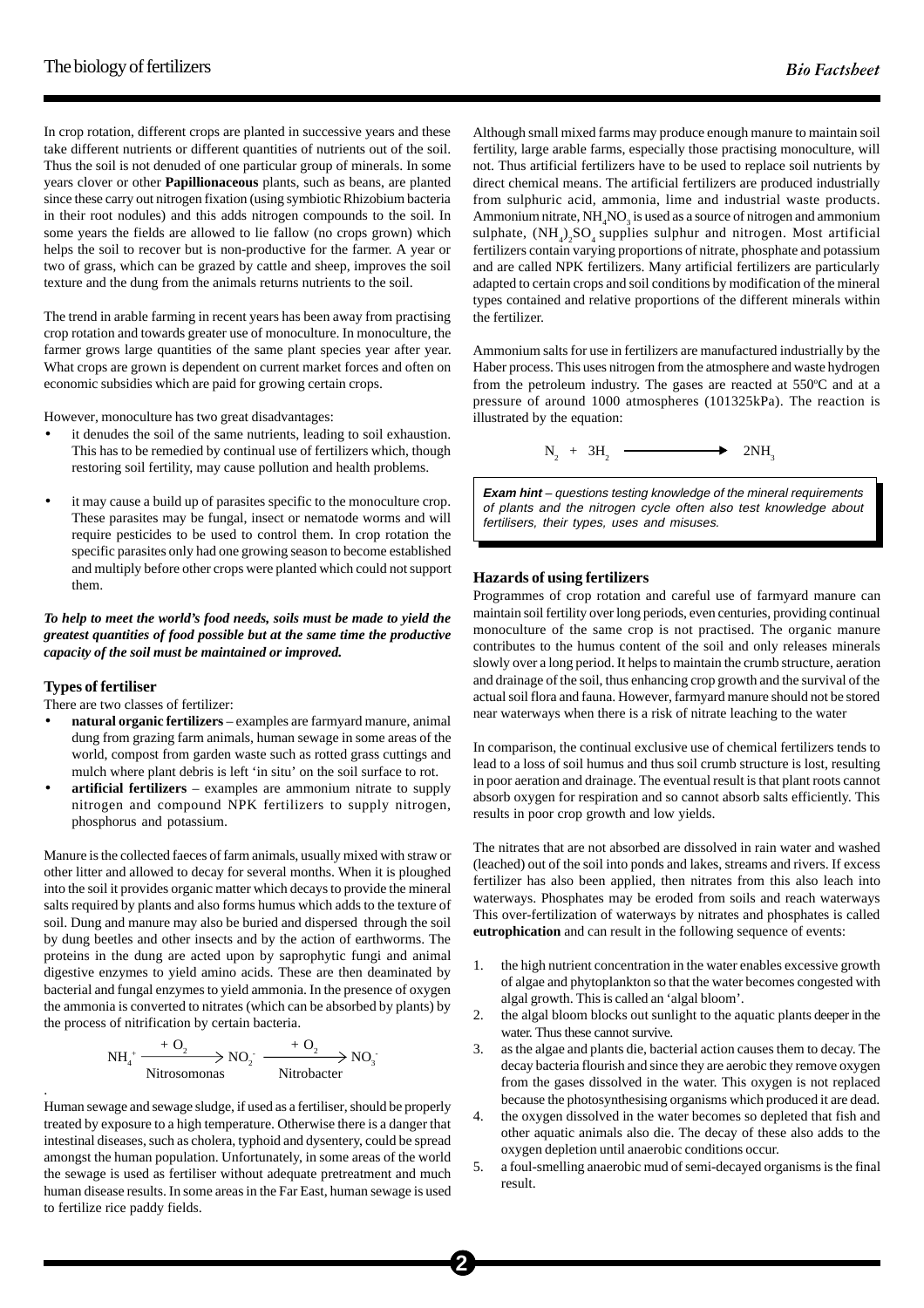In crop rotation, different crops are planted in successive years and these take different nutrients or different quantities of nutrients out of the soil. Thus the soil is not denuded of one particular group of minerals. In some years clover or other **Papillionaceous** plants, such as beans, are planted since these carry out nitrogen fixation (using symbiotic Rhizobium bacteria in their root nodules) and this adds nitrogen compounds to the soil. In some years the fields are allowed to lie fallow (no crops grown) which helps the soil to recover but is non-productive for the farmer. A year or two of grass, which can be grazed by cattle and sheep, improves the soil texture and the dung from the animals returns nutrients to the soil.

The trend in arable farming in recent years has been away from practising crop rotation and towards greater use of monoculture. In monoculture, the farmer grows large quantities of the same plant species year after year. What crops are grown is dependent on current market forces and often on economic subsidies which are paid for growing certain crops.

However, monoculture has two great disadvantages:

- it denudes the soil of the same nutrients, leading to soil exhaustion. This has to be remedied by continual use of fertilizers which, though restoring soil fertility, may cause pollution and health problems.
- it may cause a build up of parasites specific to the monoculture crop. These parasites may be fungal, insect or nematode worms and will require pesticides to be used to control them. In crop rotation the specific parasites only had one growing season to become established and multiply before other crops were planted which could not support them.

***To help to meet the world's food needs, soils must be made to yield the greatest quantities of food possible but at the same time the productive capacity of the soil must be maintained or improved.***

### Types of fertiliser

There are two classes of fertilizer:

- **natural organic fertilizers** – examples are farmyard manure, animal dung from grazing farm animals, human sewage in some areas of the world, compost from garden waste such as rotted grass cuttings and mulch where plant debris is left 'in situ' on the soil surface to rot.
- **artificial fertilizers** – examples are ammonium nitrate to supply nitrogen and compound NPK fertilizers to supply nitrogen, phosphorus and potassium.

Manure is the collected faeces of farm animals, usually mixed with straw or other litter and allowed to decay for several months. When it is ploughed into the soil it provides organic matter which decays to provide the mineral salts required by plants and also forms humus which adds to the texture of soil. Dung and manure may also be buried and dispersed through the soil by dung beetles and other insects and by the action of earthworms. The proteins in the dung are acted upon by saprophytic fungi and animal digestive enzymes to yield amino acids. These are then deaminated by bacterial and fungal enzymes to yield ammonia. In the presence of oxygen the ammonia is converted to nitrates (which can be absorbed by plants) by the process of nitrification by certain bacteria.

$$NH_4^+ \xrightarrow[\text{Nitrosomonas}]{+\,O_2} NO_2^- \xrightarrow[\text{Nitrobacter}]{+\,O_2} NO_3^-$$

Human sewage and sewage sludge, if used as a fertiliser, should be properly treated by exposure to a high temperature. Otherwise there is a danger that intestinal diseases, such as cholera, typhoid and dysentery, could be spread amongst the human population. Unfortunately, in some areas of the world the sewage is used as fertiliser without adequate pretreatment and much human disease results. In some areas in the Far East, human sewage is used to fertilize rice paddy fields.

Although small mixed farms may produce enough manure to maintain soil fertility, large arable farms, especially those practising monoculture, will not. Thus artificial fertilizers have to be used to replace soil nutrients by direct chemical means. The artificial fertilizers are produced industrially from sulphuric acid, ammonia, lime and industrial waste products. Ammonium nitrate, $NH_4NO_3$ is used as a source of nitrogen and ammonium sulphate, $(NH_4)_2SO_4$ supplies sulphur and nitrogen. Most artificial fertilizers contain varying proportions of nitrate, phosphate and potassium and are called NPK fertilizers. Many artificial fertilizers are particularly adapted to certain crops and soil conditions by modification of the mineral types contained and relative proportions of the different minerals within the fertilizer.

Ammonium salts for use in fertilizers are manufactured industrially by the Haber process. This uses nitrogen from the atmosphere and waste hydrogen from the petroleum industry. The gases are reacted at 550ºC and at a pressure of around 1000 atmospheres (101325kPa). The reaction is illustrated by the equation:

$$N_2 + 3H_2 \longrightarrow 2NH_3$$

> ***Exam hint*** *– questions testing knowledge of the mineral requirements of plants and the nitrogen cycle often also test knowledge about fertilisers, their types, uses and misuses.*

### Hazards of using fertilizers

Programmes of crop rotation and careful use of farmyard manure can maintain soil fertility over long periods, even centuries, providing continual monoculture of the same crop is not practised. The organic manure contributes to the humus content of the soil and only releases minerals slowly over a long period. It helps to maintain the crumb structure, aeration and drainage of the soil, thus enhancing crop growth and the survival of the actual soil flora and fauna. However, farmyard manure should not be stored near waterways when there is a risk of nitrate leaching to the water

In comparison, the continual exclusive use of chemical fertilizers tends to lead to a loss of soil humus and thus soil crumb structure is lost, resulting in poor aeration and drainage. The eventual result is that plant roots cannot absorb oxygen for respiration and so cannot absorb salts efficiently. This results in poor crop growth and low yields.

The nitrates that are not absorbed are dissolved in rain water and washed (leached) out of the soil into ponds and lakes, streams and rivers. If excess fertilizer has also been applied, then nitrates from this also leach into waterways. Phosphates may be eroded from soils and reach waterways This over-fertilization of waterways by nitrates and phosphates is called **eutrophication** and can result in the following sequence of events:

1. the high nutrient concentration in the water enables excessive growth of algae and phytoplankton so that the water becomes congested with algal growth. This is called an 'algal bloom'.
2. the algal bloom blocks out sunlight to the aquatic plants deeper in the water. Thus these cannot survive.
3. as the algae and plants die, bacterial action causes them to decay. The decay bacteria flourish and since they are aerobic they remove oxygen from the gases dissolved in the water. This oxygen is not replaced because the photosynthesising organisms which produced it are dead.
4. the oxygen dissolved in the water becomes so depleted that fish and other aquatic animals also die. The decay of these also adds to the oxygen depletion until anaerobic conditions occur.
5. a foul-smelling anaerobic mud of semi-decayed organisms is the final result.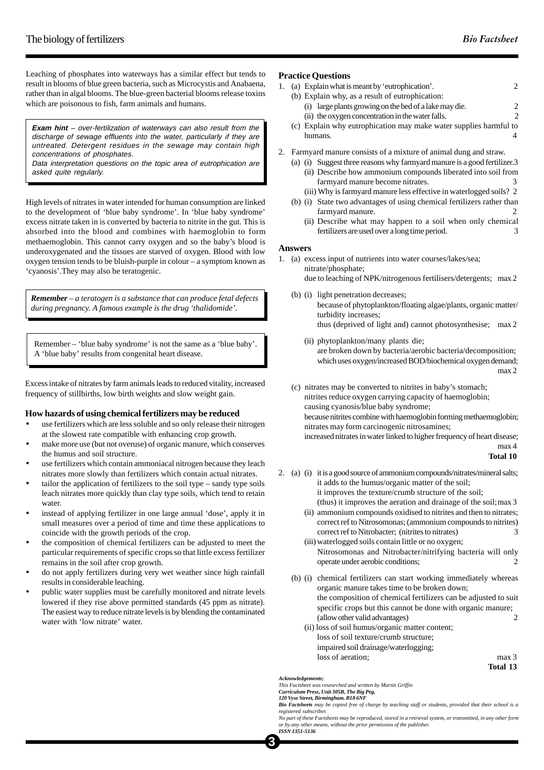Leaching of phosphates into waterways has a similar effect but tends to result in blooms of blue green bacteria, such as Microcystis and Anabaena, rather than in algal blooms. The blue-green bacterial blooms release toxins which are poisonous to fish, farm animals and humans.

> ***Exam hint*** *– over-fertilization of waterways can also result from the discharge of sewage effluents into the water, particularly if they are untreated. Detergent residues in the sewage may contain high concentrations of phosphates.*
> *Data interpretation questions on the topic area of eutrophication are asked quite regularly.*

High levels of nitrates in water intended for human consumption are linked to the development of 'blue baby syndrome'. In 'blue baby syndrome' excess nitrate taken in is converted by bacteria to nitrite in the gut. This is absorbed into the blood and combines with haemoglobin to form methaemoglobin. This cannot carry oxygen and so the baby's blood is underoxygenated and the tissues are starved of oxygen. Blood with low oxygen tension tends to be bluish-purple in colour – a symptom known as 'cyanosis'.They may also be teratogenic.

> ***Remember*** *– a teratogen is a substance that can produce fetal defects during pregnancy. A famous example is the drug 'thalidomide'.*

> Remember – 'blue baby syndrome' is not the same as a 'blue baby'. A 'blue baby' results from congenital heart disease.

Excess intake of nitrates by farm animals leads to reduced vitality, increased frequency of stillbirths, low birth weights and slow weight gain.

### How hazards of using chemical fertilizers may be reduced

- use fertilizers which are less soluble and so only release their nitrogen at the slowest rate compatible with enhancing crop growth.
- make more use (but not overuse) of organic manure, which conserves the humus and soil structure.
- use fertilizers which contain ammoniacal nitrogen because they leach nitrates more slowly than fertilizers which contain actual nitrates.
- tailor the application of fertilizers to the soil type – sandy type soils leach nitrates more quickly than clay type soils, which tend to retain water.
- instead of applying fertilizer in one large annual 'dose', apply it in small measures over a period of time and time these applications to coincide with the growth periods of the crop.
- the composition of chemical fertilizers can be adjusted to meet the particular requirements of specific crops so that little excess fertilizer remains in the soil after crop growth.
- do not apply fertilizers during very wet weather since high rainfall results in considerable leaching.
- public water supplies must be carefully monitored and nitrate levels lowered if they rise above permitted standards (45 ppm as nitrate). The easiest way to reduce nitrate levels is by blending the contaminated water with 'low nitrate' water.

### Practice Questions

1. (a) Explain what is meant by 'eutrophication'. **2**
   (b) Explain why, as a result of eutrophication:
   (i) large plants growing on the bed of a lake may die. **2**
   (ii) the oxygen concentration in the water falls. **2**
   (c) Explain why eutrophication may make water supplies harmful to humans. **4**

2. Farmyard manure consists of a mixture of animal dung and straw.
   (a) (i) Suggest three reasons why farmyard manure is a good fertilizer. **3**
   (ii) Describe how ammonium compounds liberated into soil from farmyard manure become nitrates. **3**
   (iii) Why is farmyard manure less effective in waterlogged soils? **2**
   (b) (i) State two advantages of using chemical fertilizers rather than farmyard manure. **2**
   (ii) Describe what may happen to a soil when only chemical fertilizers are used over a long time period. **3**

### Answers

1. (a) excess input of nutrients into water courses/lakes/sea;
   nitrate/phosphate;
   due to leaching of NPK/nitrogenous fertilisers/detergents; max 2

   (b) (i) light penetration decreases;
   because of phytoplankton/floating algae/plants, organic matter/turbidity increases;
   thus (deprived of light and) cannot photosynthesise; max 2

   (ii) phytoplankton/many plants die;
   are broken down by bacteria/aerobic bacteria/decomposition;
   which uses oxygen/increased BOD/biochemical oxygen demand; max 2

   (c) nitrates may be converted to nitrites in baby's stomach;
   nitrites reduce oxygen carrying capacity of haemoglobin;
   causing cyanosis/blue baby syndrome;
   because nitrites combine with haemoglobin forming methaemoglobin;
   nitrates may form carcinogenic nitrosamines;
   increased nitrates in water linked to higher frequency of heart disease; max 4

   **Total 10**

2. (a) (i) it is a good source of ammonium compounds/nitrates/mineral salts;
   it adds to the humus/organic matter of the soil;
   it improves the texture/crumb structure of the soil;
   (thus) it improves the aeration and drainage of the soil; max 3
   (ii) ammonium compounds oxidised to nitrites and then to nitrates;
   correct ref to Nitrosomonas; (ammonium compounds to nitrites)
   correct ref to Nitrobacter; (nitrites to nitrates) 3
   (iii) waterlogged soils contain little or no oxygen;
   Nitrosomonas and Nitrobacter/nitrifying bacteria will only operate under aerobic conditions; 2

   (b) (i) chemical fertilizers can start working immediately whereas organic manure takes time to be broken down;
   the composition of chemical fertilizers can be adjusted to suit specific crops but this cannot be done with organic manure;
   (allow other valid advantages) 2
   (ii) loss of soil humus/organic matter content;
   loss of soil texture/crumb structure;
   impaired soil drainage/waterlogging;
   loss of aeration; max 3

   **Total 13**

***Acknowledgements;***
*This Factsheet was researched and written by Martin Griffin*
***Curriculum Press, Unit 305B, The Big Peg,***
***120 Vyse Street, Birmingham. B18 6NF***
***Bio Factsheets*** *may be copied free of charge by teaching staff or students, provided that their school is a registered subscriber.*
*No part of these Factsheets may be reproduced, stored in a retrieval system, or transmitted, in any other form or by any other means, without the prior permission of the publisher.*
***ISSN 1351-5136***